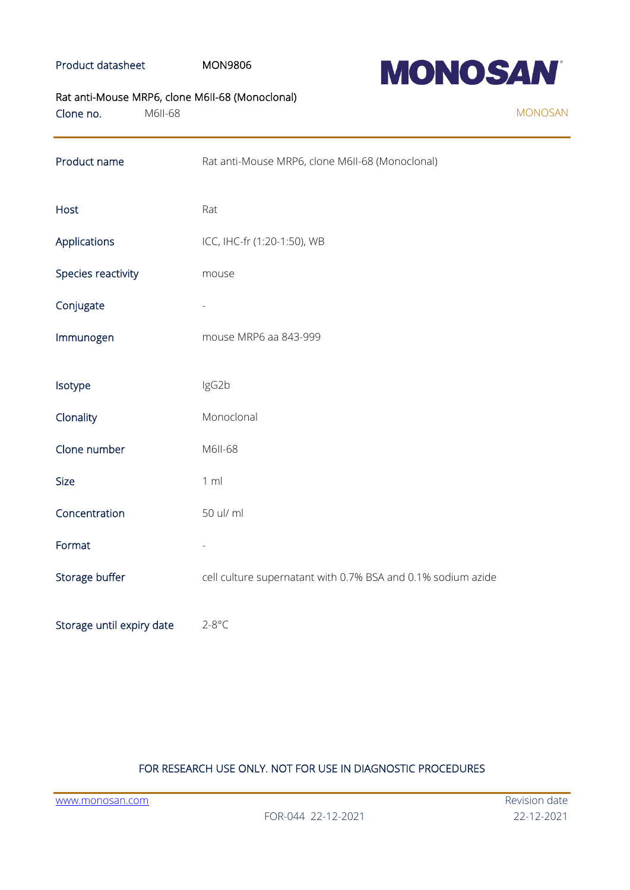Product datasheet MON9806

**MONOSAN**

Rat anti-Mouse MRP6, clone M6II-68 (Monoclonal)

Clone no. M6II-68

MONOSAN

| | |
|---|---|
| Product name | Rat anti-Mouse MRP6, clone M6II-68 (Monoclonal) |
| Host | Rat |
| Applications | ICC, IHC-fr (1:20-1:50), WB |
| Species reactivity | mouse |
| Conjugate | - |
| Immunogen | mouse MRP6 aa 843-999 |
| Isotype | IgG2b |
| Clonality | Monoclonal |
| Clone number | M6II-68 |
| Size | 1 ml |
| Concentration | 50 ul/ ml |
| Format | - |
| Storage buffer | cell culture supernatant with 0.7% BSA and 0.1% sodium azide |
| Storage until expiry date | 2-8°C |

FOR RESEARCH USE ONLY. NOT FOR USE IN DIAGNOSTIC PROCEDURES

www.monosan.com

FOR-044 22-12-2021

Revision date 22-12-2021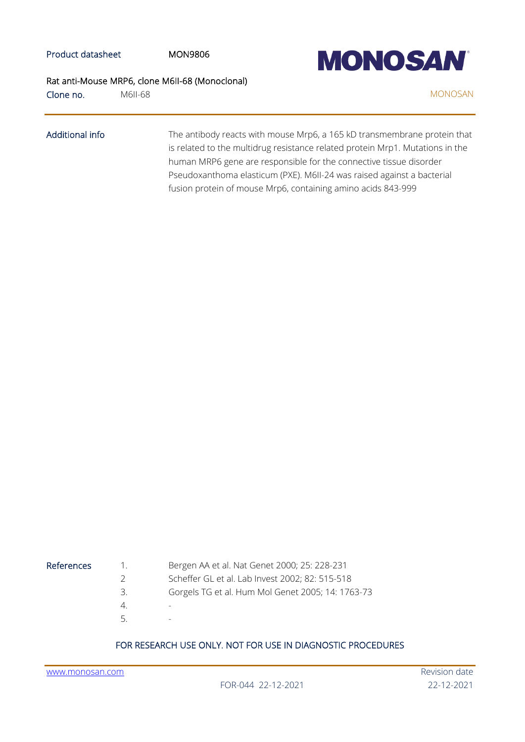Product datasheet MON9806

Rat anti-Mouse MRP6, clone M6II-68 (Monoclonal)

Clone no. M6II-68

MONOSAN

| | |
|---|---|
| Additional info | The antibody reacts with mouse Mrp6, a 165 kD transmembrane protein that is related to the multidrug resistance related protein Mrp1. Mutations in the human MRP6 gene are responsible for the connective tissue disorder Pseudoxanthoma elasticum (PXE). M6II-24 was raised against a bacterial fusion protein of mouse Mrp6, containing amino acids 843-999 |

| | | |
|---|---|---|
| References | 1. | Bergen AA et al. Nat Genet 2000; 25: 228-231 |
| | 2 | Scheffer GL et al. Lab Invest 2002; 82: 515-518 |
| | 3. | Gorgels TG et al. Hum Mol Genet 2005; 14: 1763-73 |
| | 4. | - |
| | 5. | - |

FOR RESEARCH USE ONLY. NOT FOR USE IN DIAGNOSTIC PROCEDURES

www.monosan.com

FOR-044 22-12-2021

Revision date 22-12-2021